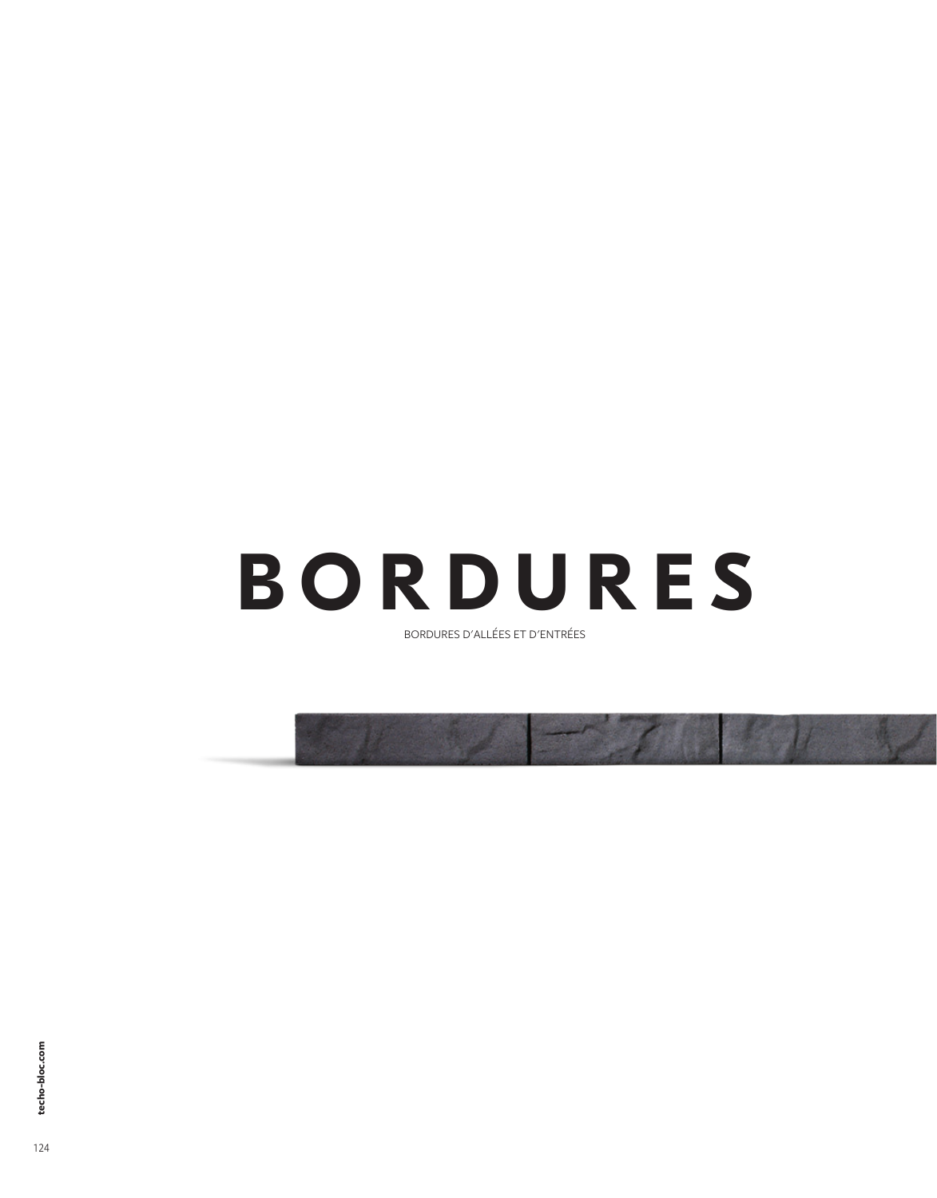# BORDURES

BORDURES D’ALLÉES ET D’ENTRÉES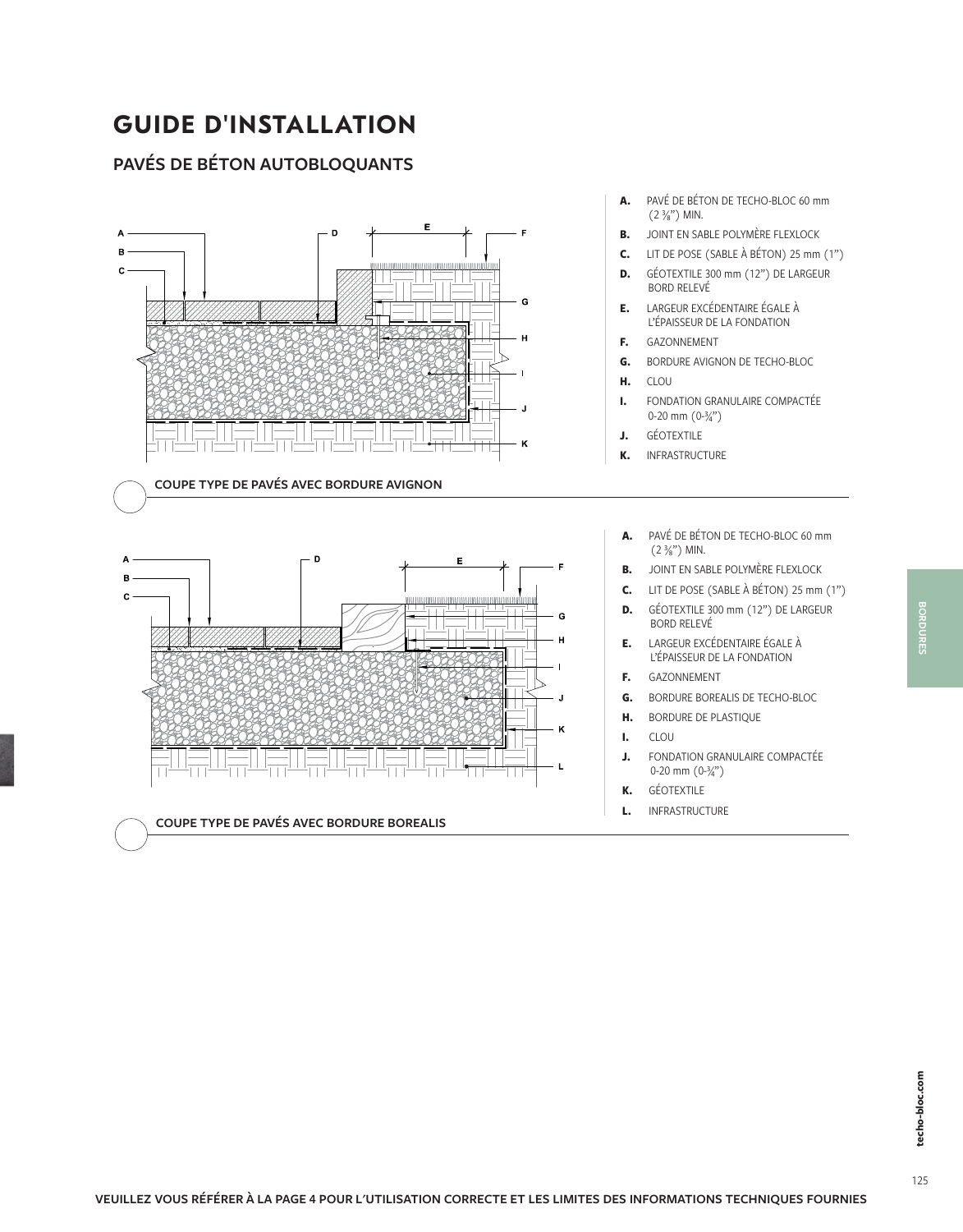# GUIDE D'INSTALLATION

## PAVÉS DE BÉTON AUTOBLOQUANTS

- **A.** PAVÉ DE BÉTON DE TECHO-BLOC 60 mm (2 ⅜") MIN.
- **B.** JOINT EN SABLE POLYMÈRE FLEXLOCK
- **C.** LIT DE POSE (SABLE À BÉTON) 25 mm (1")
- **D.** GÉOTEXTILE 300 mm (12") DE LARGEUR BORD RELEVÉ
- **E.** LARGEUR EXCÉDENTAIRE ÉGALE À L'ÉPAISSEUR DE LA FONDATION
- **F.** GAZONNEMENT
- **G.** BORDURE AVIGNON DE TECHO-BLOC
- **H.** CLOU
- **I.** FONDATION GRANULAIRE COMPACTÉE 0-20 mm (0-¾")
- **J.** GÉOTEXTILE
- **K.** INFRASTRUCTURE

**COUPE TYPE DE PAVÉS AVEC BORDURE AVIGNON**

- **A.** PAVÉ DE BÉTON DE TECHO-BLOC 60 mm (2 ⅜") MIN.
- **B.** JOINT EN SABLE POLYMÈRE FLEXLOCK
- **C.** LIT DE POSE (SABLE À BÉTON) 25 mm (1")
- **D.** GÉOTEXTILE 300 mm (12") DE LARGEUR BORD RELEVÉ
- **E.** LARGEUR EXCÉDENTAIRE ÉGALE À L'ÉPAISSEUR DE LA FONDATION
- **F.** GAZONNEMENT
- **G.** BORDURE BOREALIS DE TECHO-BLOC
- **H.** BORDURE DE PLASTIQUE
- **I.** CLOU
- **J.** FONDATION GRANULAIRE COMPACTÉE 0-20 mm (0-¾")
- **K.** GÉOTEXTILE
- **L.** INFRASTRUCTURE

**COUPE TYPE DE PAVÉS AVEC BORDURE BOREALIS**

VEUILLEZ VOUS RÉFÉRER À LA PAGE 4 POUR L'UTILISATION CORRECTE ET LES LIMITES DES INFORMATIONS TECHNIQUES FOURNIES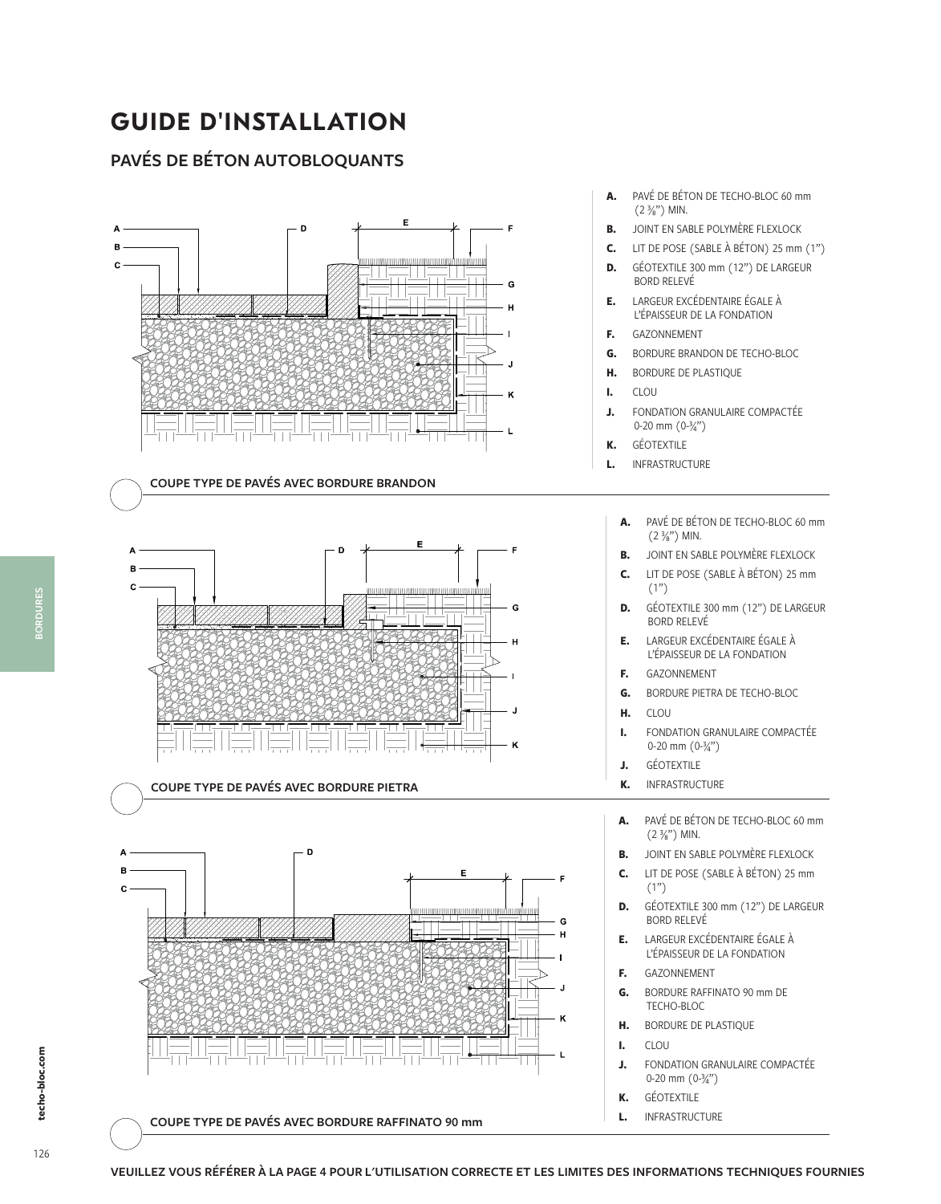# GUIDE D'INSTALLATION

## PAVÉS DE BÉTON AUTOBLOQUANTS

- **A.** PAVÉ DE BÉTON DE TECHO-BLOC 60 mm (2 ⅜") MIN.
- **B.** JOINT EN SABLE POLYMÈRE FLEXLOCK
- **C.** LIT DE POSE (SABLE À BÉTON) 25 mm (1")
- **D.** GÉOTEXTILE 300 mm (12") DE LARGEUR BORD RELEVÉ
- **E.** LARGEUR EXCÉDENTAIRE ÉGALE À L'ÉPAISSEUR DE LA FONDATION
- **F.** GAZONNEMENT
- **G.** BORDURE BRANDON DE TECHO-BLOC
- **H.** BORDURE DE PLASTIQUE
- **I.** CLOU
- **J.** FONDATION GRANULAIRE COMPACTÉE 0-20 mm (0-¾")
- **K.** GÉOTEXTILE
- **L.** INFRASTRUCTURE

COUPE TYPE DE PAVÉS AVEC BORDURE BRANDON

- **A.** PAVÉ DE BÉTON DE TECHO-BLOC 60 mm (2 ⅜") MIN.
- **B.** JOINT EN SABLE POLYMÈRE FLEXLOCK
- **C.** LIT DE POSE (SABLE À BÉTON) 25 mm (1")
- **D.** GÉOTEXTILE 300 mm (12") DE LARGEUR BORD RELEVÉ
- **E.** LARGEUR EXCÉDENTAIRE ÉGALE À L'ÉPAISSEUR DE LA FONDATION
- **F.** GAZONNEMENT
- **G.** BORDURE PIETRA DE TECHO-BLOC
- **H.** CLOU
- **I.** FONDATION GRANULAIRE COMPACTÉE 0-20 mm (0-¾")
- **J.** GÉOTEXTILE
- **K.** INFRASTRUCTURE

COUPE TYPE DE PAVÉS AVEC BORDURE PIETRA

- **A.** PAVÉ DE BÉTON DE TECHO-BLOC 60 mm (2 ⅜") MIN.
- **B.** JOINT EN SABLE POLYMÈRE FLEXLOCK
- **C.** LIT DE POSE (SABLE À BÉTON) 25 mm (1")
- **D.** GÉOTEXTILE 300 mm (12") DE LARGEUR BORD RELEVÉ
- **E.** LARGEUR EXCÉDENTAIRE ÉGALE À L'ÉPAISSEUR DE LA FONDATION
- **F.** GAZONNEMENT
- **G.** BORDURE RAFFINATO 90 mm DE TECHO-BLOC
- **H.** BORDURE DE PLASTIQUE
- **I.** CLOU
- **J.** FONDATION GRANULAIRE COMPACTÉE 0-20 mm (0-¾")
- **K.** GÉOTEXTILE
- **L.** INFRASTRUCTURE

COUPE TYPE DE PAVÉS AVEC BORDURE RAFFINATO 90 mm

VEUILLEZ VOUS RÉFÉRER À LA PAGE 4 POUR L'UTILISATION CORRECTE ET LES LIMITES DES INFORMATIONS TECHNIQUES FOURNIES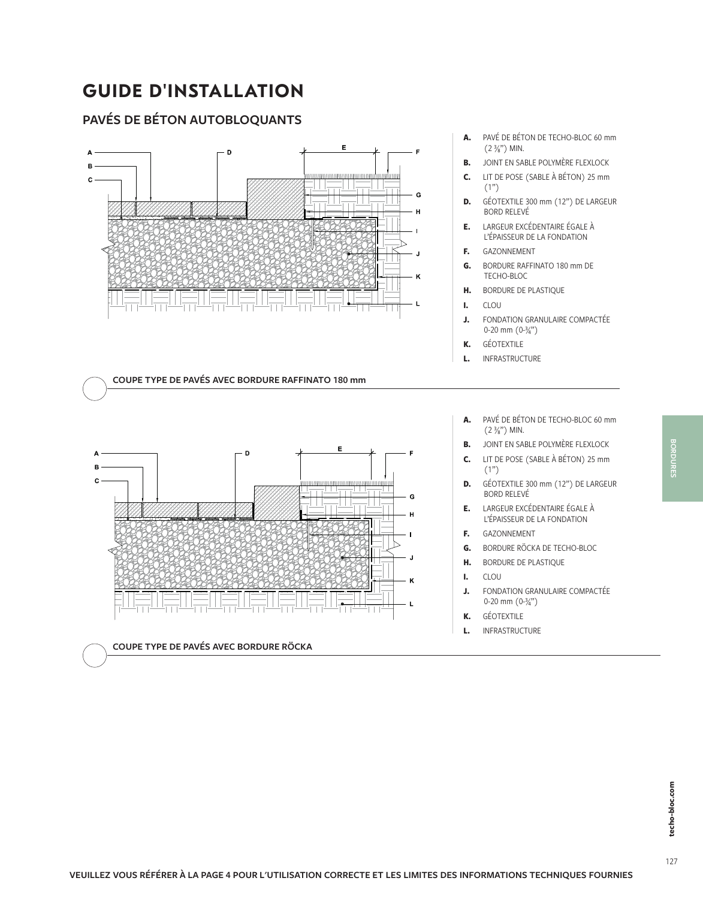# GUIDE D'INSTALLATION

## PAVÉS DE BÉTON AUTOBLOQUANTS

A
B
C
D
E
F
G
H
I
J
K
L

- **A.** PAVÉ DE BÉTON DE TECHO-BLOC 60 mm (2 ⅜") MIN.
- **B.** JOINT EN SABLE POLYMÈRE FLEXLOCK
- **C.** LIT DE POSE (SABLE À BÉTON) 25 mm (1")
- **D.** GÉOTEXTILE 300 mm (12") DE LARGEUR BORD RELEVÉ
- **E.** LARGEUR EXCÉDENTAIRE ÉGALE À L'ÉPAISSEUR DE LA FONDATION
- **F.** GAZONNEMENT
- **G.** BORDURE RAFFINATO 180 mm DE TECHO-BLOC
- **H.** BORDURE DE PLASTIQUE
- **I.** CLOU
- **J.** FONDATION GRANULAIRE COMPACTÉE 0-20 mm (0-¾")
- **K.** GÉOTEXTILE
- **L.** INFRASTRUCTURE

**COUPE TYPE DE PAVÉS AVEC BORDURE RAFFINATO 180 mm**

A
B
C
D
E
F
G
H
I
J
K
L

- **A.** PAVÉ DE BÉTON DE TECHO-BLOC 60 mm (2 ⅜") MIN.
- **B.** JOINT EN SABLE POLYMÈRE FLEXLOCK
- **C.** LIT DE POSE (SABLE À BÉTON) 25 mm (1")
- **D.** GÉOTEXTILE 300 mm (12") DE LARGEUR BORD RELEVÉ
- **E.** LARGEUR EXCÉDENTAIRE ÉGALE À L'ÉPAISSEUR DE LA FONDATION
- **F.** GAZONNEMENT
- **G.** BORDURE RÖCKA DE TECHO-BLOC
- **H.** BORDURE DE PLASTIQUE
- **I.** CLOU
- **J.** FONDATION GRANULAIRE COMPACTÉE 0-20 mm (0-¾")
- **K.** GÉOTEXTILE
- **L.** INFRASTRUCTURE

**COUPE TYPE DE PAVÉS AVEC BORDURE RÖCKA**

VEUILLEZ VOUS RÉFÉRER À LA PAGE 4 POUR L'UTILISATION CORRECTE ET LES LIMITES DES INFORMATIONS TECHNIQUES FOURNIES